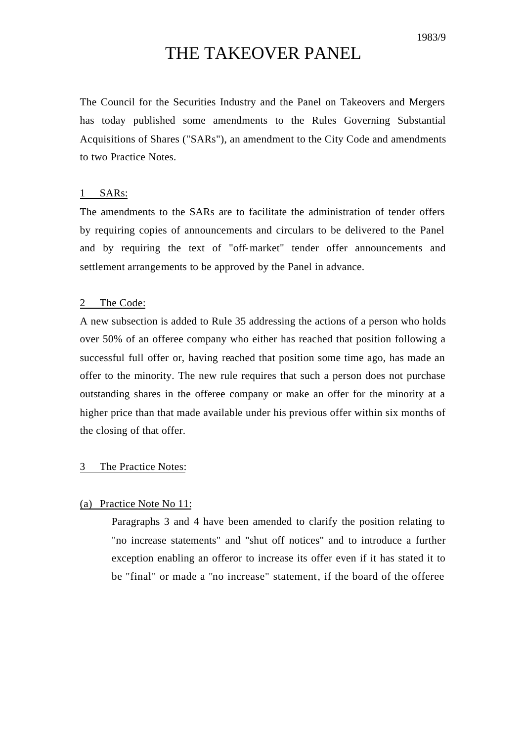1983/9

# THE TAKEOVER PANEL

The Council for the Securities Industry and the Panel on Takeovers and Mergers has today published some amendments to the Rules Governing Substantial Acquisitions of Shares ("SARs"), an amendment to the City Code and amendments to two Practice Notes.

## 1 SARs:

The amendments to the SARs are to facilitate the administration of tender offers by requiring copies of announcements and circulars to be delivered to the Panel and by requiring the text of "off-market" tender offer announcements and settlement arrangements to be approved by the Panel in advance.

## 2 The Code:

A new subsection is added to Rule 35 addressing the actions of a person who holds over 50% of an offeree company who either has reached that position following a successful full offer or, having reached that position some time ago, has made an offer to the minority. The new rule requires that such a person does not purchase outstanding shares in the offeree company or make an offer for the minority at a higher price than that made available under his previous offer within six months of the closing of that offer.

## 3 The Practice Notes:

### (a) Practice Note No 11:

Paragraphs 3 and 4 have been amended to clarify the position relating to "no increase statements" and "shut off notices" and to introduce a further exception enabling an offeror to increase its offer even if it has stated it to be "final" or made a "no increase" statement, if the board of the offeree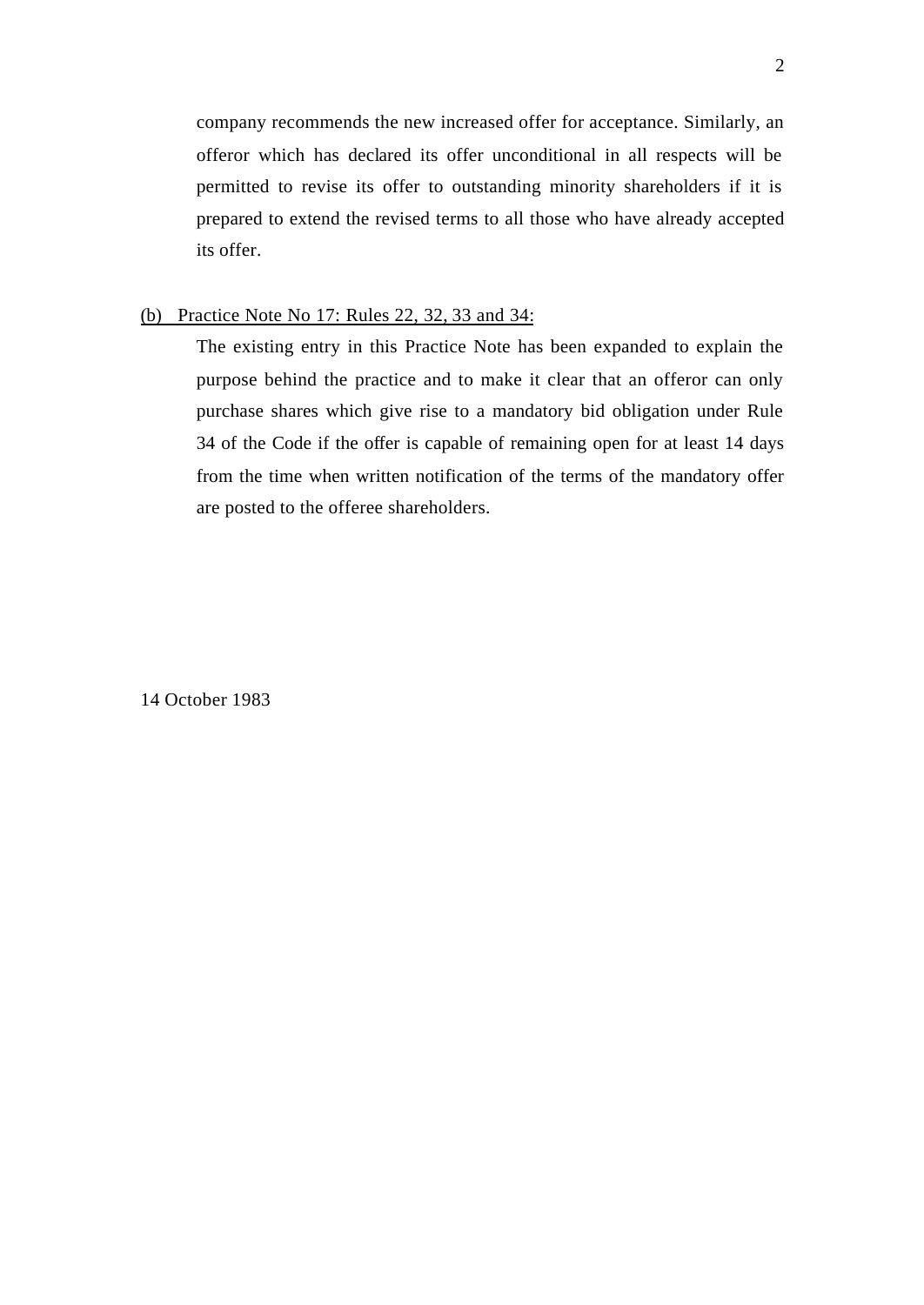company recommends the new increased offer for acceptance. Similarly, an offeror which has declared its offer unconditional in all respects will be permitted to revise its offer to outstanding minority shareholders if it is prepared to extend the revised terms to all those who have already accepted its offer.

(b) Practice Note No 17: Rules 22, 32, 33 and 34:

The existing entry in this Practice Note has been expanded to explain the purpose behind the practice and to make it clear that an offeror can only purchase shares which give rise to a mandatory bid obligation under Rule 34 of the Code if the offer is capable of remaining open for at least 14 days from the time when written notification of the terms of the mandatory offer are posted to the offeree shareholders.

14 October 1983